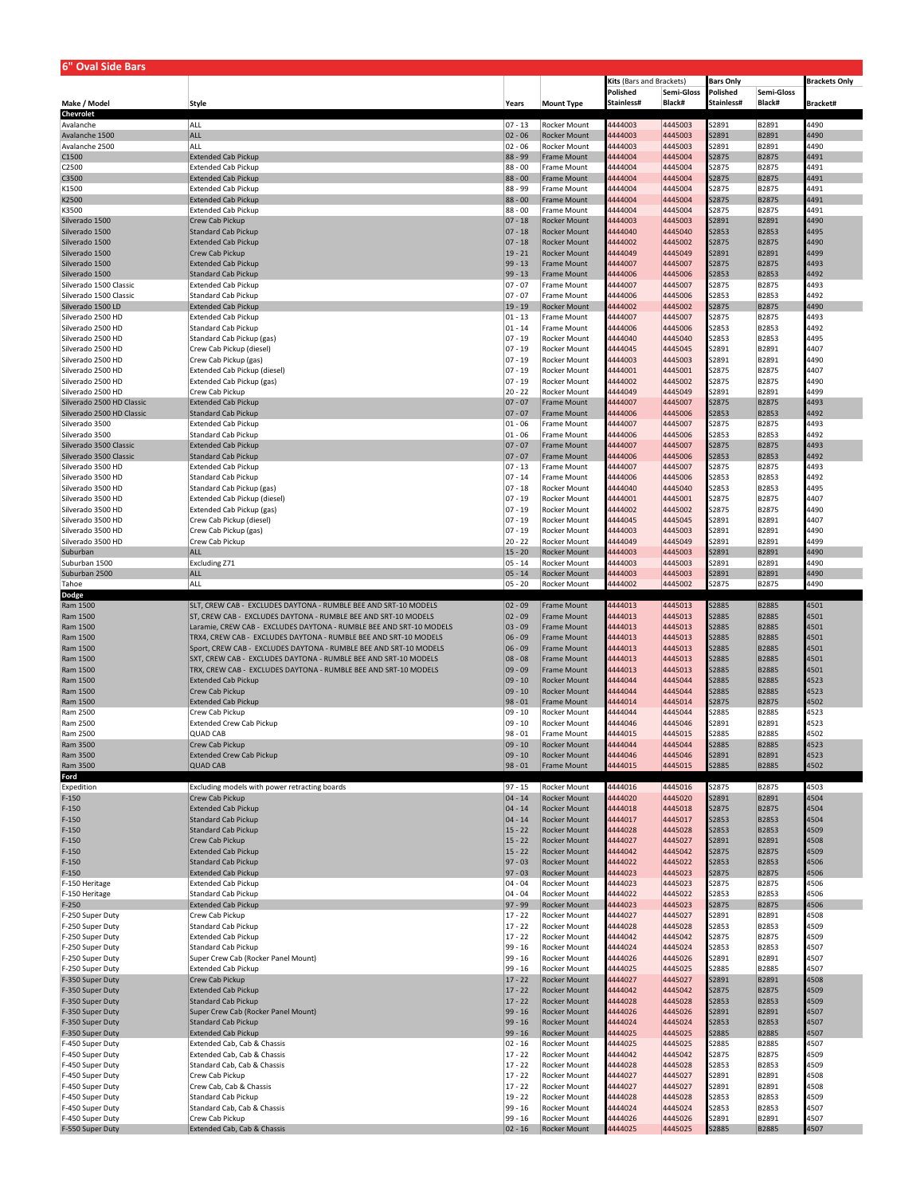# 6" Oval Side Bars

| Make / Model | Style | Years | Mount Type | Kits (Bars and Brackets) Polished Stainless# | Semi-Gloss Black# | Bars Only Polished Stainless# | Semi-Gloss Black# | Brackets Only Bracket# |
|---|---|---|---|---|---|---|---|---|
| **Chevrolet** | | | | | | | | |
| Avalanche | ALL | 07 - 13 | Rocker Mount | 4444003 | 4445003 | S2891 | B2891 | 4490 |
| Avalanche 1500 | ALL | 02 - 06 | Rocker Mount | 4444003 | 4445003 | S2891 | B2891 | 4490 |
| Avalanche 2500 | ALL | 02 - 06 | Rocker Mount | 4444003 | 4445003 | S2891 | B2891 | 4490 |
| C1500 | Extended Cab Pickup | 88 - 99 | Frame Mount | 4444004 | 4445004 | S2875 | B2875 | 4491 |
| C2500 | Extended Cab Pickup | 88 - 00 | Frame Mount | 4444004 | 4445004 | S2875 | B2875 | 4491 |
| C3500 | Extended Cab Pickup | 88 - 00 | Frame Mount | 4444004 | 4445004 | S2875 | B2875 | 4491 |
| K1500 | Extended Cab Pickup | 88 - 99 | Frame Mount | 4444004 | 4445004 | S2875 | B2875 | 4491 |
| K2500 | Extended Cab Pickup | 88 - 00 | Frame Mount | 4444004 | 4445004 | S2875 | B2875 | 4491 |
| K3500 | Extended Cab Pickup | 88 - 00 | Frame Mount | 4444004 | 4445004 | S2875 | B2875 | 4491 |
| Silverado 1500 | Crew Cab Pickup | 07 - 18 | Rocker Mount | 4444003 | 4445003 | S2891 | B2891 | 4490 |
| Silverado 1500 | Standard Cab Pickup | 07 - 18 | Rocker Mount | 4444040 | 4445040 | S2853 | B2853 | 4495 |
| Silverado 1500 | Extended Cab Pickup | 07 - 18 | Rocker Mount | 4444002 | 4445002 | S2875 | B2875 | 4490 |
| Silverado 1500 | Crew Cab Pickup | 19 - 21 | Rocker Mount | 4444049 | 4445049 | S2891 | B2891 | 4499 |
| Silverado 1500 | Extended Cab Pickup | 99 - 13 | Frame Mount | 4444007 | 4445007 | S2875 | B2875 | 4493 |
| Silverado 1500 | Standard Cab Pickup | 99 - 13 | Frame Mount | 4444006 | 4445006 | S2853 | B2853 | 4492 |
| Silverado 1500 Classic | Extended Cab Pickup | 07 - 07 | Frame Mount | 4444007 | 4445007 | S2875 | B2875 | 4493 |
| Silverado 1500 Classic | Standard Cab Pickup | 07 - 07 | Frame Mount | 4444006 | 4445006 | S2853 | B2853 | 4492 |
| Silverado 1500 LD | Extended Cab Pickup | 19 - 19 | Rocker Mount | 4444002 | 4445002 | S2875 | B2875 | 4490 |
| Silverado 2500 HD | Extended Cab Pickup | 01 - 13 | Frame Mount | 4444007 | 4445007 | S2875 | B2875 | 4493 |
| Silverado 2500 HD | Standard Cab Pickup | 01 - 14 | Frame Mount | 4444006 | 4445006 | S2853 | B2853 | 4492 |
| Silverado 2500 HD | Standard Cab Pickup (gas) | 07 - 19 | Rocker Mount | 4444040 | 4445040 | S2853 | B2853 | 4495 |
| Silverado 2500 HD | Crew Cab Pickup (diesel) | 07 - 19 | Rocker Mount | 4444045 | 4445045 | S2891 | B2891 | 4407 |
| Silverado 2500 HD | Crew Cab Pickup (gas) | 07 - 19 | Rocker Mount | 4444003 | 4445003 | S2891 | B2891 | 4490 |
| Silverado 2500 HD | Extended Cab Pickup (diesel) | 07 - 19 | Rocker Mount | 4444001 | 4445001 | S2875 | B2875 | 4407 |
| Silverado 2500 HD | Extended Cab Pickup (gas) | 07 - 19 | Rocker Mount | 4444002 | 4445002 | S2875 | B2875 | 4490 |
| Silverado 2500 HD | Crew Cab Pickup | 20 - 22 | Rocker Mount | 4444049 | 4445049 | S2891 | B2891 | 4499 |
| Silverado 2500 HD Classic | Extended Cab Pickup | 07 - 07 | Frame Mount | 4444007 | 4445007 | S2875 | B2875 | 4493 |
| Silverado 2500 HD Classic | Standard Cab Pickup | 07 - 07 | Frame Mount | 4444006 | 4445006 | S2853 | B2853 | 4492 |
| Silverado 3500 | Extended Cab Pickup | 01 - 06 | Frame Mount | 4444007 | 4445007 | S2875 | B2875 | 4493 |
| Silverado 3500 | Standard Cab Pickup | 01 - 06 | Frame Mount | 4444006 | 4445006 | S2853 | B2853 | 4492 |
| Silverado 3500 Classic | Extended Cab Pickup | 07 - 07 | Frame Mount | 4444007 | 4445007 | S2875 | B2875 | 4493 |
| Silverado 3500 Classic | Standard Cab Pickup | 07 - 07 | Frame Mount | 4444006 | 4445006 | S2853 | B2853 | 4492 |
| Silverado 3500 HD | Extended Cab Pickup | 07 - 13 | Frame Mount | 4444007 | 4445007 | S2875 | B2875 | 4493 |
| Silverado 3500 HD | Standard Cab Pickup | 07 - 14 | Frame Mount | 4444006 | 4445006 | S2853 | B2853 | 4492 |
| Silverado 3500 HD | Standard Cab Pickup (gas) | 07 - 18 | Rocker Mount | 4444040 | 4445040 | S2853 | B2853 | 4495 |
| Silverado 3500 HD | Extended Cab Pickup (diesel) | 07 - 19 | Rocker Mount | 4444001 | 4445001 | S2875 | B2875 | 4407 |
| Silverado 3500 HD | Extended Cab Pickup (gas) | 07 - 19 | Rocker Mount | 4444002 | 4445002 | S2875 | B2875 | 4490 |
| Silverado 3500 HD | Crew Cab Pickup (diesel) | 07 - 19 | Rocker Mount | 4444045 | 4445045 | S2891 | B2891 | 4407 |
| Silverado 3500 HD | Crew Cab Pickup (gas) | 07 - 19 | Rocker Mount | 4444003 | 4445003 | S2891 | B2891 | 4490 |
| Silverado 3500 HD | Crew Cab Pickup | 20 - 22 | Rocker Mount | 4444049 | 4445049 | S2891 | B2891 | 4499 |
| Suburban | ALL | 15 - 20 | Rocker Mount | 4444003 | 4445003 | S2891 | B2891 | 4490 |
| Suburban 1500 | Excluding Z71 | 05 - 14 | Rocker Mount | 4444003 | 4445003 | S2891 | B2891 | 4490 |
| Suburban 2500 | ALL | 05 - 14 | Rocker Mount | 4444003 | 4445003 | S2891 | B2891 | 4490 |
| Tahoe | ALL | 05 - 20 | Rocker Mount | 4444002 | 4445002 | S2875 | B2875 | 4490 |
| **Dodge** | | | | | | | | |
| Ram 1500 | SLT, CREW CAB - EXCLUDES DAYTONA - RUMBLE BEE AND SRT-10 MODELS | 02 - 09 | Frame Mount | 4444013 | 4445013 | S2885 | B2885 | 4501 |
| Ram 1500 | ST, CREW CAB - EXCLUDES DAYTONA - RUMBLE BEE AND SRT-10 MODELS | 02 - 09 | Frame Mount | 4444013 | 4445013 | S2885 | B2885 | 4501 |
| Ram 1500 | Laramie, CREW CAB - EXCLUDES DAYTONA - RUMBLE BEE AND SRT-10 MODELS | 03 - 09 | Frame Mount | 4444013 | 4445013 | S2885 | B2885 | 4501 |
| Ram 1500 | TRX4, CREW CAB - EXCLUDES DAYTONA - RUMBLE BEE AND SRT-10 MODELS | 06 - 09 | Frame Mount | 4444013 | 4445013 | S2885 | B2885 | 4501 |
| Ram 1500 | Sport, CREW CAB - EXCLUDES DAYTONA - RUMBLE BEE AND SRT-10 MODELS | 06 - 09 | Frame Mount | 4444013 | 4445013 | S2885 | B2885 | 4501 |
| Ram 1500 | SXT, CREW CAB - EXCLUDES DAYTONA - RUMBLE BEE AND SRT-10 MODELS | 08 - 08 | Frame Mount | 4444013 | 4445013 | S2885 | B2885 | 4501 |
| Ram 1500 | TRX, CREW CAB - EXCLUDES DAYTONA - RUMBLE BEE AND SRT-10 MODELS | 09 - 09 | Frame Mount | 4444013 | 4445013 | S2885 | B2885 | 4501 |
| Ram 1500 | Extended Cab Pickup | 09 - 10 | Rocker Mount | 4444044 | 4445044 | S2885 | B2885 | 4523 |
| Ram 1500 | Crew Cab Pickup | 09 - 10 | Rocker Mount | 4444044 | 4445044 | S2885 | B2885 | 4523 |
| Ram 1500 | Extended Cab Pickup | 98 - 01 | Frame Mount | 4444014 | 4445014 | S2875 | B2875 | 4502 |
| Ram 2500 | Crew Cab Pickup | 09 - 10 | Rocker Mount | 4444044 | 4445044 | S2885 | B2885 | 4523 |
| Ram 2500 | Extended Crew Cab Pickup | 09 - 10 | Rocker Mount | 4444046 | 4445046 | S2891 | B2891 | 4523 |
| Ram 2500 | QUAD CAB | 98 - 01 | Frame Mount | 4444015 | 4445015 | S2885 | B2885 | 4502 |
| Ram 3500 | Crew Cab Pickup | 09 - 10 | Rocker Mount | 4444044 | 4445044 | S2885 | B2885 | 4523 |
| Ram 3500 | Extended Crew Cab Pickup | 09 - 10 | Rocker Mount | 4444046 | 4445046 | S2891 | B2891 | 4523 |
| Ram 3500 | QUAD CAB | 98 - 01 | Frame Mount | 4444015 | 4445015 | S2885 | B2885 | 4502 |
| **Ford** | | | | | | | | |
| Expedition | Excluding models with power retracting boards | 97 - 15 | Rocker Mount | 4444016 | 4445016 | S2875 | B2875 | 4503 |
| F-150 | Crew Cab Pickup | 04 - 14 | Rocker Mount | 4444020 | 4445020 | S2891 | B2891 | 4504 |
| F-150 | Extended Cab Pickup | 04 - 14 | Rocker Mount | 4444018 | 4445018 | S2875 | B2875 | 4504 |
| F-150 | Standard Cab Pickup | 04 - 14 | Rocker Mount | 4444017 | 4445017 | S2853 | B2853 | 4504 |
| F-150 | Standard Cab Pickup | 15 - 22 | Rocker Mount | 4444028 | 4445028 | S2853 | B2853 | 4509 |
| F-150 | Crew Cab Pickup | 15 - 22 | Rocker Mount | 4444027 | 4445027 | S2891 | B2891 | 4508 |
| F-150 | Extended Cab Pickup | 15 - 22 | Rocker Mount | 4444042 | 4445042 | S2875 | B2875 | 4509 |
| F-150 | Standard Cab Pickup | 97 - 03 | Rocker Mount | 4444022 | 4445022 | S2853 | B2853 | 4506 |
| F-150 | Extended Cab Pickup | 97 - 03 | Rocker Mount | 4444023 | 4445023 | S2875 | B2875 | 4506 |
| F-150 Heritage | Extended Cab Pickup | 04 - 04 | Rocker Mount | 4444023 | 4445023 | S2875 | B2875 | 4506 |
| F-150 Heritage | Standard Cab Pickup | 04 - 04 | Rocker Mount | 4444022 | 4445022 | S2853 | B2853 | 4506 |
| F-250 | Extended Cab Pickup | 97 - 99 | Rocker Mount | 4444023 | 4445023 | S2875 | B2875 | 4506 |
| F-250 Super Duty | Crew Cab Pickup | 17 - 22 | Rocker Mount | 4444027 | 4445027 | S2891 | B2891 | 4508 |
| F-250 Super Duty | Standard Cab Pickup | 17 - 22 | Rocker Mount | 4444028 | 4445028 | S2853 | B2853 | 4509 |
| F-250 Super Duty | Extended Cab Pickup | 17 - 22 | Rocker Mount | 4444042 | 4445042 | S2875 | B2875 | 4509 |
| F-250 Super Duty | Standard Cab Pickup | 99 - 16 | Rocker Mount | 4444024 | 4445024 | S2853 | B2853 | 4507 |
| F-250 Super Duty | Super Crew Cab (Rocker Panel Mount) | 99 - 16 | Rocker Mount | 4444026 | 4445026 | S2891 | B2891 | 4507 |
| F-250 Super Duty | Extended Cab Pickup | 99 - 16 | Rocker Mount | 4444025 | 4445025 | S2885 | B2885 | 4507 |
| F-350 Super Duty | Crew Cab Pickup | 17 - 22 | Rocker Mount | 4444027 | 4445027 | S2891 | B2891 | 4508 |
| F-350 Super Duty | Extended Cab Pickup | 17 - 22 | Rocker Mount | 4444042 | 4445042 | S2875 | B2875 | 4509 |
| F-350 Super Duty | Standard Cab Pickup | 17 - 22 | Rocker Mount | 4444028 | 4445028 | S2853 | B2853 | 4509 |
| F-350 Super Duty | Super Crew Cab (Rocker Panel Mount) | 99 - 16 | Rocker Mount | 4444026 | 4445026 | S2891 | B2891 | 4507 |
| F-350 Super Duty | Standard Cab Pickup | 99 - 16 | Rocker Mount | 4444024 | 4445024 | S2853 | B2853 | 4507 |
| F-350 Super Duty | Extended Cab Pickup | 99 - 16 | Rocker Mount | 4444025 | 4445025 | S2885 | B2885 | 4507 |
| F-450 Super Duty | Extended Cab, Cab & Chassis | 02 - 16 | Rocker Mount | 4444025 | 4445025 | S2885 | B2885 | 4507 |
| F-450 Super Duty | Extended Cab, Cab & Chassis | 17 - 22 | Rocker Mount | 4444042 | 4445042 | S2875 | B2875 | 4509 |
| F-450 Super Duty | Standard Cab, Cab & Chassis | 17 - 22 | Rocker Mount | 4444028 | 4445028 | S2853 | B2853 | 4509 |
| F-450 Super Duty | Crew Cab Pickup | 17 - 22 | Rocker Mount | 4444027 | 4445027 | S2891 | B2891 | 4508 |
| F-450 Super Duty | Crew Cab, Cab & Chassis | 17 - 22 | Rocker Mount | 4444027 | 4445027 | S2891 | B2891 | 4508 |
| F-450 Super Duty | Standard Cab Pickup | 19 - 22 | Rocker Mount | 4444028 | 4445028 | S2853 | B2853 | 4509 |
| F-450 Super Duty | Standard Cab, Cab & Chassis | 99 - 16 | Rocker Mount | 4444024 | 4445024 | S2853 | B2853 | 4507 |
| F-450 Super Duty | Crew Cab Pickup | 99 - 16 | Rocker Mount | 4444026 | 4445026 | S2891 | B2891 | 4507 |
| F-550 Super Duty | Extended Cab, Cab & Chassis | 02 - 16 | Rocker Mount | 4444025 | 4445025 | S2885 | B2885 | 4507 |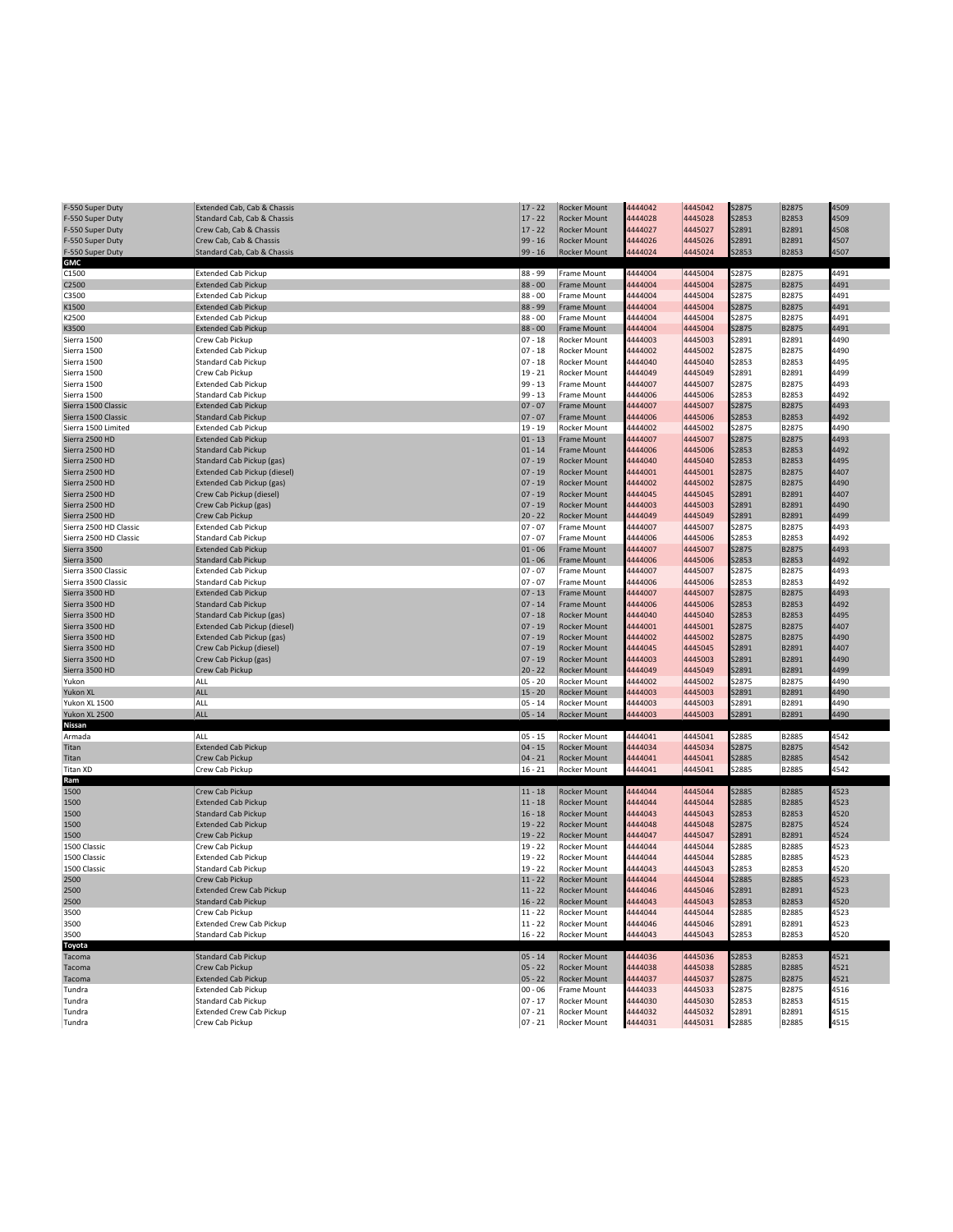| | | | | | | | | |
|---|---|---|---|---|---|---|---|---|
| F-550 Super Duty | Extended Cab, Cab & Chassis | 17 - 22 | Rocker Mount | 4444042 | 4445042 | S2875 | B2875 | 4509 |
| F-550 Super Duty | Standard Cab, Cab & Chassis | 17 - 22 | Rocker Mount | 4444028 | 4445028 | S2853 | B2853 | 4509 |
| F-550 Super Duty | Crew Cab, Cab & Chassis | 17 - 22 | Rocker Mount | 4444027 | 4445027 | S2891 | B2891 | 4508 |
| F-550 Super Duty | Crew Cab, Cab & Chassis | 99 - 16 | Rocker Mount | 4444026 | 4445026 | S2891 | B2891 | 4507 |
| F-550 Super Duty | Standard Cab, Cab & Chassis | 99 - 16 | Rocker Mount | 4444024 | 4445024 | S2853 | B2853 | 4507 |
| **GMC** | | | | | | | | |
| C1500 | Extended Cab Pickup | 88 - 99 | Frame Mount | 4444004 | 4445004 | S2875 | B2875 | 4491 |
| C2500 | Extended Cab Pickup | 88 - 00 | Frame Mount | 4444004 | 4445004 | S2875 | B2875 | 4491 |
| C3500 | Extended Cab Pickup | 88 - 00 | Frame Mount | 4444004 | 4445004 | S2875 | B2875 | 4491 |
| K1500 | Extended Cab Pickup | 88 - 99 | Frame Mount | 4444004 | 4445004 | S2875 | B2875 | 4491 |
| K2500 | Extended Cab Pickup | 88 - 00 | Frame Mount | 4444004 | 4445004 | S2875 | B2875 | 4491 |
| K3500 | Extended Cab Pickup | 88 - 00 | Frame Mount | 4444004 | 4445004 | S2875 | B2875 | 4491 |
| Sierra 1500 | Crew Cab Pickup | 07 - 18 | Rocker Mount | 4444003 | 4445003 | S2891 | B2891 | 4490 |
| Sierra 1500 | Extended Cab Pickup | 07 - 18 | Rocker Mount | 4444002 | 4445002 | S2875 | B2875 | 4490 |
| Sierra 1500 | Standard Cab Pickup | 07 - 18 | Rocker Mount | 4444040 | 4445040 | S2853 | B2853 | 4495 |
| Sierra 1500 | Crew Cab Pickup | 19 - 21 | Rocker Mount | 4444049 | 4445049 | S2891 | B2891 | 4499 |
| Sierra 1500 | Extended Cab Pickup | 99 - 13 | Frame Mount | 4444007 | 4445007 | S2875 | B2875 | 4493 |
| Sierra 1500 | Standard Cab Pickup | 99 - 13 | Frame Mount | 4444006 | 4445006 | S2853 | B2853 | 4492 |
| Sierra 1500 Classic | Extended Cab Pickup | 07 - 07 | Frame Mount | 4444007 | 4445007 | S2875 | B2875 | 4493 |
| Sierra 1500 Classic | Standard Cab Pickup | 07 - 07 | Frame Mount | 4444006 | 4445006 | S2853 | B2853 | 4492 |
| Sierra 1500 Limited | Extended Cab Pickup | 19 - 19 | Rocker Mount | 4444002 | 4445002 | S2875 | B2875 | 4490 |
| Sierra 2500 HD | Extended Cab Pickup | 01 - 13 | Frame Mount | 4444007 | 4445007 | S2875 | B2875 | 4493 |
| Sierra 2500 HD | Standard Cab Pickup | 01 - 14 | Frame Mount | 4444006 | 4445006 | S2853 | B2853 | 4492 |
| Sierra 2500 HD | Standard Cab Pickup (gas) | 07 - 19 | Rocker Mount | 4444040 | 4445040 | S2853 | B2853 | 4495 |
| Sierra 2500 HD | Extended Cab Pickup (diesel) | 07 - 19 | Rocker Mount | 4444001 | 4445001 | S2875 | B2875 | 4407 |
| Sierra 2500 HD | Extended Cab Pickup (gas) | 07 - 19 | Rocker Mount | 4444002 | 4445002 | S2875 | B2875 | 4490 |
| Sierra 2500 HD | Crew Cab Pickup (diesel) | 07 - 19 | Rocker Mount | 4444045 | 4445045 | S2891 | B2891 | 4407 |
| Sierra 2500 HD | Crew Cab Pickup (gas) | 07 - 19 | Rocker Mount | 4444003 | 4445003 | S2891 | B2891 | 4490 |
| Sierra 2500 HD | Crew Cab Pickup | 20 - 22 | Rocker Mount | 4444049 | 4445049 | S2891 | B2891 | 4499 |
| Sierra 2500 HD Classic | Extended Cab Pickup | 07 - 07 | Frame Mount | 4444007 | 4445007 | S2875 | B2875 | 4493 |
| Sierra 2500 HD Classic | Standard Cab Pickup | 07 - 07 | Frame Mount | 4444006 | 4445006 | S2853 | B2853 | 4492 |
| Sierra 3500 | Extended Cab Pickup | 01 - 06 | Frame Mount | 4444007 | 4445007 | S2875 | B2875 | 4493 |
| Sierra 3500 | Standard Cab Pickup | 01 - 06 | Frame Mount | 4444006 | 4445006 | S2853 | B2853 | 4492 |
| Sierra 3500 Classic | Extended Cab Pickup | 07 - 07 | Frame Mount | 4444007 | 4445007 | S2875 | B2875 | 4493 |
| Sierra 3500 Classic | Standard Cab Pickup | 07 - 07 | Frame Mount | 4444006 | 4445006 | S2853 | B2853 | 4492 |
| Sierra 3500 HD | Extended Cab Pickup | 07 - 13 | Frame Mount | 4444007 | 4445007 | S2875 | B2875 | 4493 |
| Sierra 3500 HD | Standard Cab Pickup | 07 - 14 | Frame Mount | 4444006 | 4445006 | S2853 | B2853 | 4492 |
| Sierra 3500 HD | Standard Cab Pickup (gas) | 07 - 18 | Rocker Mount | 4444040 | 4445040 | S2853 | B2853 | 4495 |
| Sierra 3500 HD | Extended Cab Pickup (diesel) | 07 - 19 | Rocker Mount | 4444001 | 4445001 | S2875 | B2875 | 4407 |
| Sierra 3500 HD | Extended Cab Pickup (gas) | 07 - 19 | Rocker Mount | 4444002 | 4445002 | S2875 | B2875 | 4490 |
| Sierra 3500 HD | Crew Cab Pickup (diesel) | 07 - 19 | Rocker Mount | 4444045 | 4445045 | S2891 | B2891 | 4407 |
| Sierra 3500 HD | Crew Cab Pickup (gas) | 07 - 19 | Rocker Mount | 4444003 | 4445003 | S2891 | B2891 | 4490 |
| Sierra 3500 HD | Crew Cab Pickup | 20 - 22 | Rocker Mount | 4444049 | 4445049 | S2891 | B2891 | 4499 |
| Yukon | ALL | 05 - 20 | Rocker Mount | 4444002 | 4445002 | S2875 | B2875 | 4490 |
| Yukon XL | ALL | 15 - 20 | Rocker Mount | 4444003 | 4445003 | S2891 | B2891 | 4490 |
| Yukon XL 1500 | ALL | 05 - 14 | Rocker Mount | 4444003 | 4445003 | S2891 | B2891 | 4490 |
| Yukon XL 2500 | ALL | 05 - 14 | Rocker Mount | 4444003 | 4445003 | S2891 | B2891 | 4490 |
| **Nissan** | | | | | | | | |
| Armada | ALL | 05 - 15 | Rocker Mount | 4444041 | 4445041 | S2885 | B2885 | 4542 |
| Titan | Extended Cab Pickup | 04 - 15 | Rocker Mount | 4444034 | 4445034 | S2875 | B2875 | 4542 |
| Titan | Crew Cab Pickup | 04 - 21 | Rocker Mount | 4444041 | 4445041 | S2885 | B2885 | 4542 |
| Titan XD | Crew Cab Pickup | 16 - 21 | Rocker Mount | 4444041 | 4445041 | S2885 | B2885 | 4542 |
| **Ram** | | | | | | | | |
| 1500 | Crew Cab Pickup | 11 - 18 | Rocker Mount | 4444044 | 4445044 | S2885 | B2885 | 4523 |
| 1500 | Extended Cab Pickup | 11 - 18 | Rocker Mount | 4444044 | 4445044 | S2885 | B2885 | 4523 |
| 1500 | Standard Cab Pickup | 16 - 18 | Rocker Mount | 4444043 | 4445043 | S2853 | B2853 | 4520 |
| 1500 | Extended Cab Pickup | 19 - 22 | Rocker Mount | 4444048 | 4445048 | S2875 | B2875 | 4524 |
| 1500 | Crew Cab Pickup | 19 - 22 | Rocker Mount | 4444047 | 4445047 | S2891 | B2891 | 4524 |
| 1500 Classic | Crew Cab Pickup | 19 - 22 | Rocker Mount | 4444044 | 4445044 | S2885 | B2885 | 4523 |
| 1500 Classic | Extended Cab Pickup | 19 - 22 | Rocker Mount | 4444044 | 4445044 | S2885 | B2885 | 4523 |
| 1500 Classic | Standard Cab Pickup | 19 - 22 | Rocker Mount | 4444043 | 4445043 | S2853 | B2853 | 4520 |
| 2500 | Crew Cab Pickup | 11 - 22 | Rocker Mount | 4444044 | 4445044 | S2885 | B2885 | 4523 |
| 2500 | Extended Crew Cab Pickup | 11 - 22 | Rocker Mount | 4444046 | 4445046 | S2891 | B2891 | 4523 |
| 2500 | Standard Cab Pickup | 16 - 22 | Rocker Mount | 4444043 | 4445043 | S2853 | B2853 | 4520 |
| 3500 | Crew Cab Pickup | 11 - 22 | Rocker Mount | 4444044 | 4445044 | S2885 | B2885 | 4523 |
| 3500 | Extended Crew Cab Pickup | 11 - 22 | Rocker Mount | 4444046 | 4445046 | S2891 | B2891 | 4523 |
| 3500 | Standard Cab Pickup | 16 - 22 | Rocker Mount | 4444043 | 4445043 | S2853 | B2853 | 4520 |
| **Toyota** | | | | | | | | |
| Tacoma | Standard Cab Pickup | 05 - 14 | Rocker Mount | 4444036 | 4445036 | S2853 | B2853 | 4521 |
| Tacoma | Crew Cab Pickup | 05 - 22 | Rocker Mount | 4444038 | 4445038 | S2885 | B2885 | 4521 |
| Tacoma | Extended Cab Pickup | 05 - 22 | Rocker Mount | 4444037 | 4445037 | S2875 | B2875 | 4521 |
| Tundra | Extended Cab Pickup | 00 - 06 | Frame Mount | 4444033 | 4445033 | S2875 | B2875 | 4516 |
| Tundra | Standard Cab Pickup | 07 - 17 | Rocker Mount | 4444030 | 4445030 | S2853 | B2853 | 4515 |
| Tundra | Extended Crew Cab Pickup | 07 - 21 | Rocker Mount | 4444032 | 4445032 | S2891 | B2891 | 4515 |
| Tundra | Crew Cab Pickup | 07 - 21 | Rocker Mount | 4444031 | 4445031 | S2885 | B2885 | 4515 |